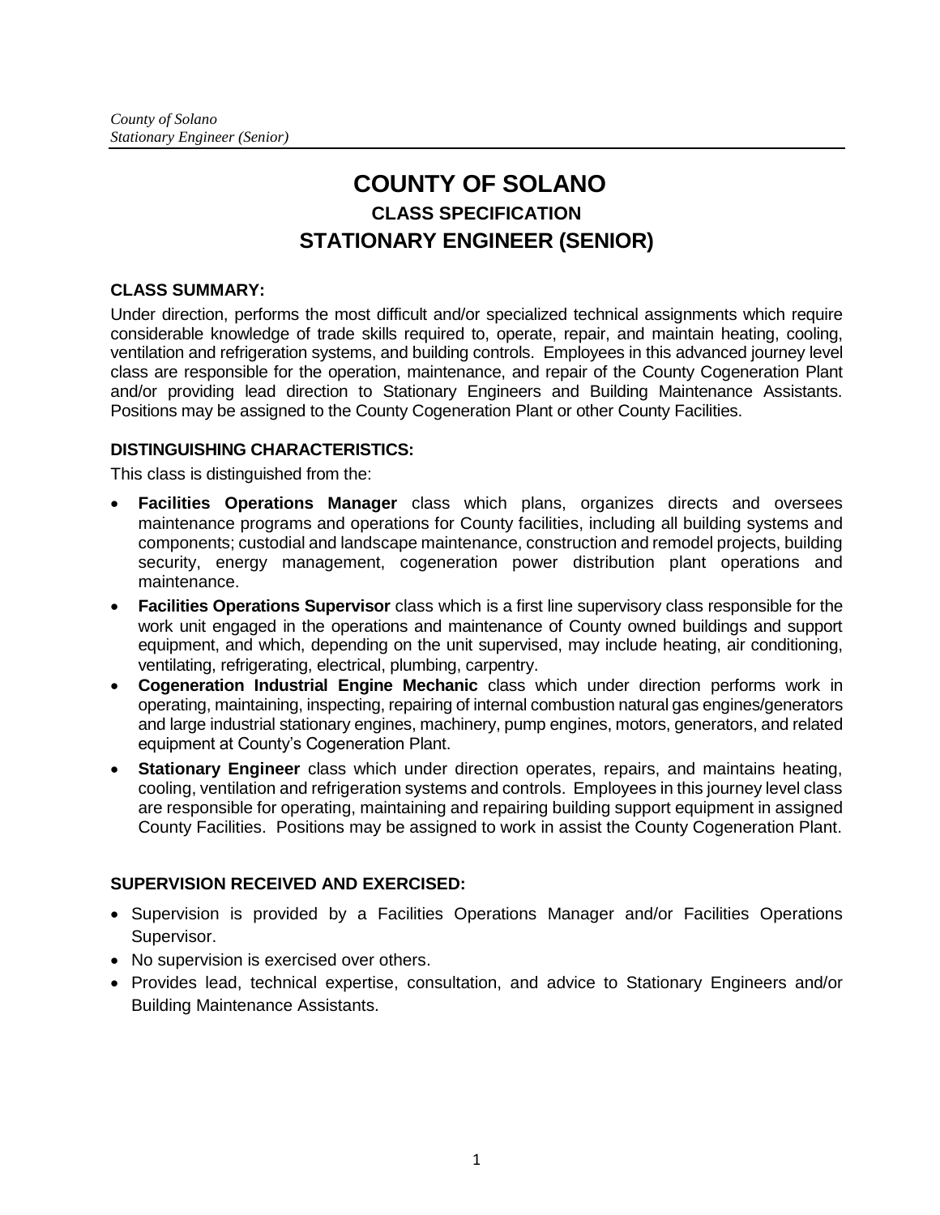# COUNTY OF SOLANO

## CLASS SPECIFICATION

## STATIONARY ENGINEER (SENIOR)

### CLASS SUMMARY:

Under direction, performs the most difficult and/or specialized technical assignments which require considerable knowledge of trade skills required to, operate, repair, and maintain heating, cooling, ventilation and refrigeration systems, and building controls. Employees in this advanced journey level class are responsible for the operation, maintenance, and repair of the County Cogeneration Plant and/or providing lead direction to Stationary Engineers and Building Maintenance Assistants. Positions may be assigned to the County Cogeneration Plant or other County Facilities.

### DISTINGUISHING CHARACTERISTICS:

This class is distinguished from the:

- **Facilities Operations Manager** class which plans, organizes directs and oversees maintenance programs and operations for County facilities, including all building systems and components; custodial and landscape maintenance, construction and remodel projects, building security, energy management, cogeneration power distribution plant operations and maintenance.
- **Facilities Operations Supervisor** class which is a first line supervisory class responsible for the work unit engaged in the operations and maintenance of County owned buildings and support equipment, and which, depending on the unit supervised, may include heating, air conditioning, ventilating, refrigerating, electrical, plumbing, carpentry.
- **Cogeneration Industrial Engine Mechanic** class which under direction performs work in operating, maintaining, inspecting, repairing of internal combustion natural gas engines/generators and large industrial stationary engines, machinery, pump engines, motors, generators, and related equipment at County's Cogeneration Plant.
- **Stationary Engineer** class which under direction operates, repairs, and maintains heating, cooling, ventilation and refrigeration systems and controls. Employees in this journey level class are responsible for operating, maintaining and repairing building support equipment in assigned County Facilities. Positions may be assigned to work in assist the County Cogeneration Plant.

### SUPERVISION RECEIVED AND EXERCISED:

- Supervision is provided by a Facilities Operations Manager and/or Facilities Operations Supervisor.
- No supervision is exercised over others.
- Provides lead, technical expertise, consultation, and advice to Stationary Engineers and/or Building Maintenance Assistants.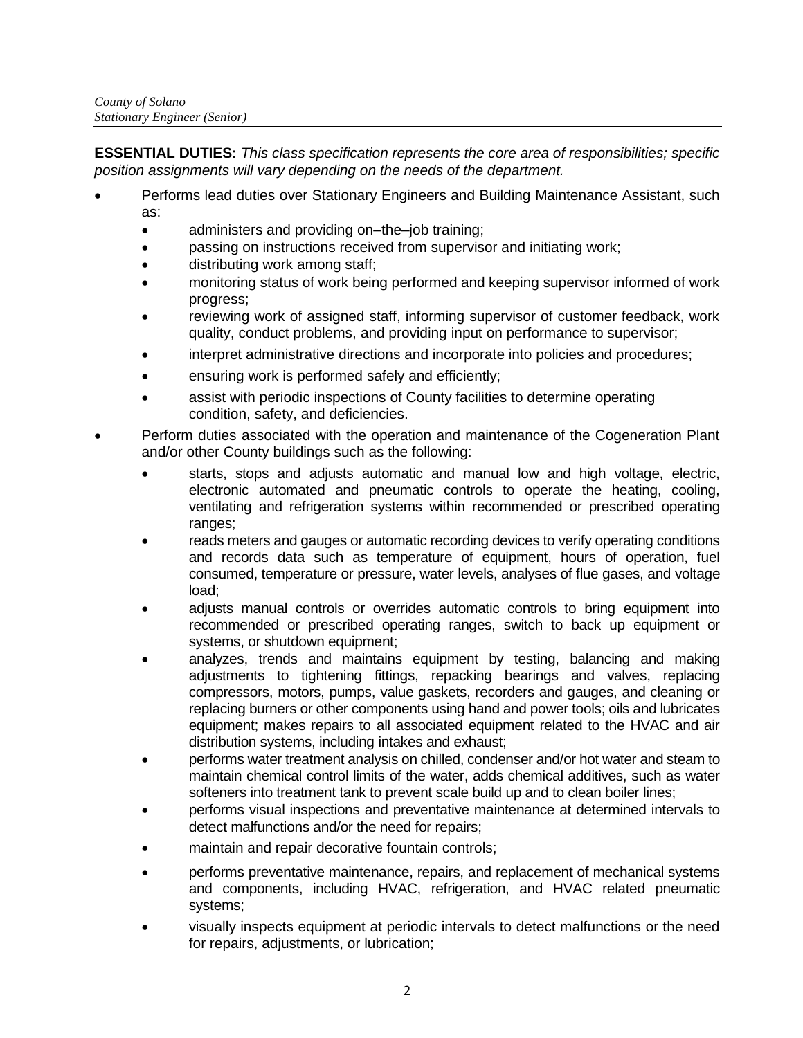**ESSENTIAL DUTIES:** *This class specification represents the core area of responsibilities; specific position assignments will vary depending on the needs of the department.*

- Performs lead duties over Stationary Engineers and Building Maintenance Assistant, such as:
  - administers and providing on–the–job training;
  - passing on instructions received from supervisor and initiating work;
  - distributing work among staff;
  - monitoring status of work being performed and keeping supervisor informed of work progress;
  - reviewing work of assigned staff, informing supervisor of customer feedback, work quality, conduct problems, and providing input on performance to supervisor;
  - interpret administrative directions and incorporate into policies and procedures;
  - ensuring work is performed safely and efficiently;
  - assist with periodic inspections of County facilities to determine operating condition, safety, and deficiencies.
- Perform duties associated with the operation and maintenance of the Cogeneration Plant and/or other County buildings such as the following:
  - starts, stops and adjusts automatic and manual low and high voltage, electric, electronic automated and pneumatic controls to operate the heating, cooling, ventilating and refrigeration systems within recommended or prescribed operating ranges;
  - reads meters and gauges or automatic recording devices to verify operating conditions and records data such as temperature of equipment, hours of operation, fuel consumed, temperature or pressure, water levels, analyses of flue gases, and voltage load;
  - adjusts manual controls or overrides automatic controls to bring equipment into recommended or prescribed operating ranges, switch to back up equipment or systems, or shutdown equipment;
  - analyzes, trends and maintains equipment by testing, balancing and making adjustments to tightening fittings, repacking bearings and valves, replacing compressors, motors, pumps, value gaskets, recorders and gauges, and cleaning or replacing burners or other components using hand and power tools; oils and lubricates equipment; makes repairs to all associated equipment related to the HVAC and air distribution systems, including intakes and exhaust;
  - performs water treatment analysis on chilled, condenser and/or hot water and steam to maintain chemical control limits of the water, adds chemical additives, such as water softeners into treatment tank to prevent scale build up and to clean boiler lines;
  - performs visual inspections and preventative maintenance at determined intervals to detect malfunctions and/or the need for repairs;
  - maintain and repair decorative fountain controls;
  - performs preventative maintenance, repairs, and replacement of mechanical systems and components, including HVAC, refrigeration, and HVAC related pneumatic systems;
  - visually inspects equipment at periodic intervals to detect malfunctions or the need for repairs, adjustments, or lubrication;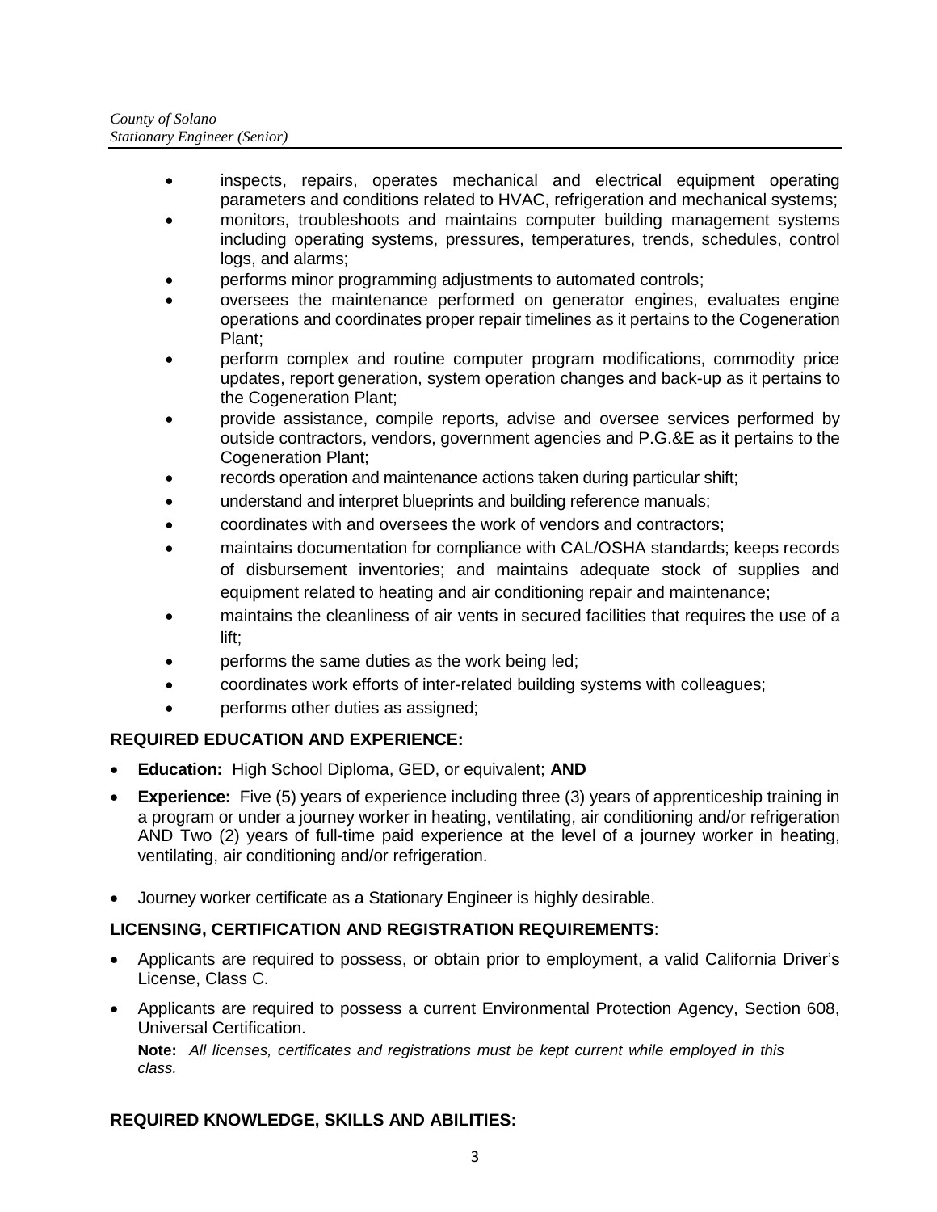- inspects, repairs, operates mechanical and electrical equipment operating parameters and conditions related to HVAC, refrigeration and mechanical systems;
- monitors, troubleshoots and maintains computer building management systems including operating systems, pressures, temperatures, trends, schedules, control logs, and alarms;
- performs minor programming adjustments to automated controls;
- oversees the maintenance performed on generator engines, evaluates engine operations and coordinates proper repair timelines as it pertains to the Cogeneration Plant;
- perform complex and routine computer program modifications, commodity price updates, report generation, system operation changes and back-up as it pertains to the Cogeneration Plant;
- provide assistance, compile reports, advise and oversee services performed by outside contractors, vendors, government agencies and P.G.&E as it pertains to the Cogeneration Plant;
- records operation and maintenance actions taken during particular shift;
- understand and interpret blueprints and building reference manuals;
- coordinates with and oversees the work of vendors and contractors;
- maintains documentation for compliance with CAL/OSHA standards; keeps records of disbursement inventories; and maintains adequate stock of supplies and equipment related to heating and air conditioning repair and maintenance;
- maintains the cleanliness of air vents in secured facilities that requires the use of a lift;
- performs the same duties as the work being led;
- coordinates work efforts of inter-related building systems with colleagues;
- performs other duties as assigned;

## REQUIRED EDUCATION AND EXPERIENCE:

- **Education:** High School Diploma, GED, or equivalent; **AND**
- **Experience:** Five (5) years of experience including three (3) years of apprenticeship training in a program or under a journey worker in heating, ventilating, air conditioning and/or refrigeration AND Two (2) years of full-time paid experience at the level of a journey worker in heating, ventilating, air conditioning and/or refrigeration.

- Journey worker certificate as a Stationary Engineer is highly desirable.

## LICENSING, CERTIFICATION AND REGISTRATION REQUIREMENTS:

- Applicants are required to possess, or obtain prior to employment, a valid California Driver's License, Class C.
- Applicants are required to possess a current Environmental Protection Agency, Section 608, Universal Certification.

**Note:** *All licenses, certificates and registrations must be kept current while employed in this class.*

## REQUIRED KNOWLEDGE, SKILLS AND ABILITIES: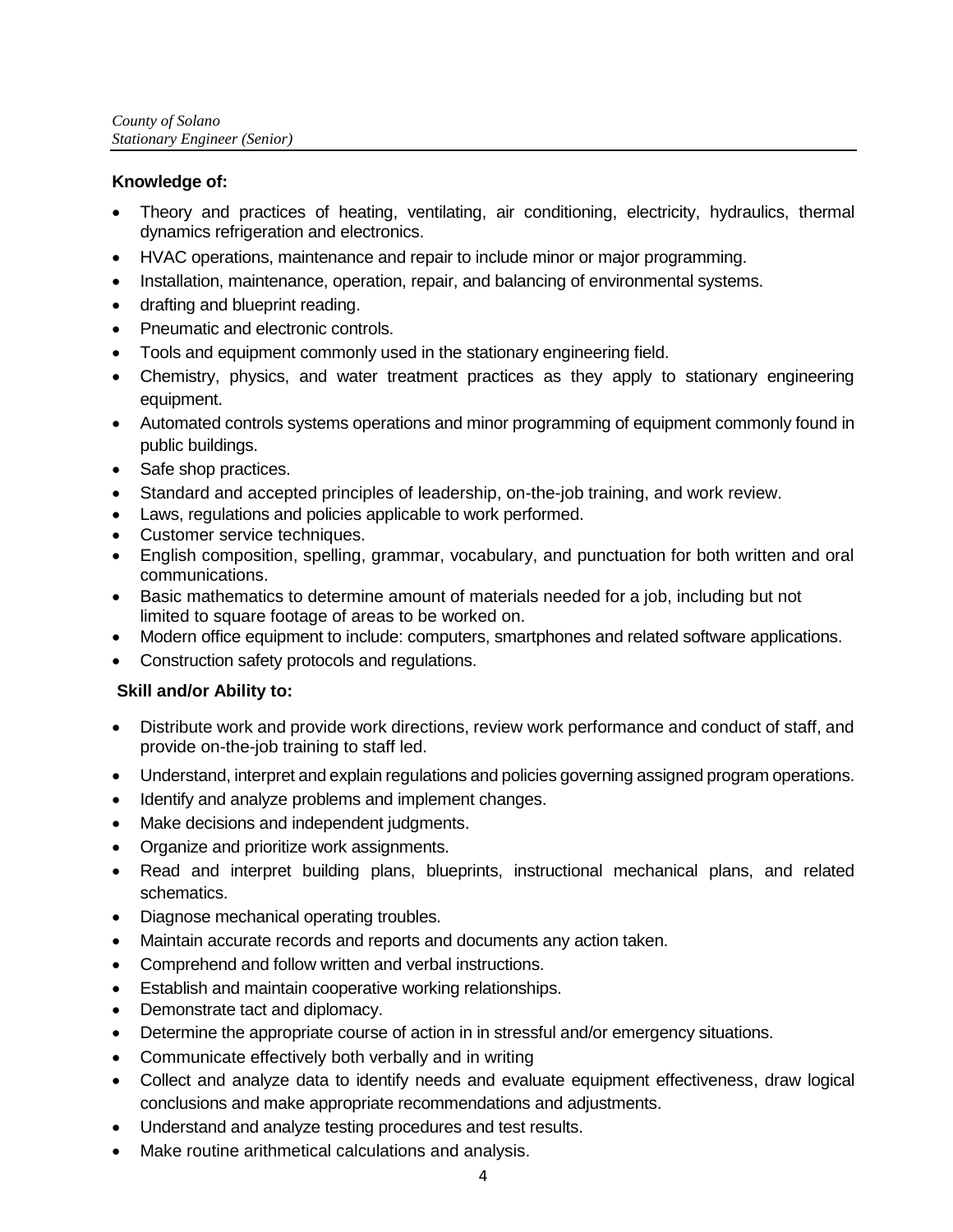**Knowledge of:**

- Theory and practices of heating, ventilating, air conditioning, electricity, hydraulics, thermal dynamics refrigeration and electronics.
- HVAC operations, maintenance and repair to include minor or major programming.
- Installation, maintenance, operation, repair, and balancing of environmental systems.
- drafting and blueprint reading.
- Pneumatic and electronic controls.
- Tools and equipment commonly used in the stationary engineering field.
- Chemistry, physics, and water treatment practices as they apply to stationary engineering equipment.
- Automated controls systems operations and minor programming of equipment commonly found in public buildings.
- Safe shop practices.
- Standard and accepted principles of leadership, on-the-job training, and work review.
- Laws, regulations and policies applicable to work performed.
- Customer service techniques.
- English composition, spelling, grammar, vocabulary, and punctuation for both written and oral communications.
- Basic mathematics to determine amount of materials needed for a job, including but not limited to square footage of areas to be worked on.
- Modern office equipment to include: computers, smartphones and related software applications.
- Construction safety protocols and regulations.

**Skill and/or Ability to:**

- Distribute work and provide work directions, review work performance and conduct of staff, and provide on-the-job training to staff led.
- Understand, interpret and explain regulations and policies governing assigned program operations.
- Identify and analyze problems and implement changes.
- Make decisions and independent judgments.
- Organize and prioritize work assignments.
- Read and interpret building plans, blueprints, instructional mechanical plans, and related schematics.
- Diagnose mechanical operating troubles.
- Maintain accurate records and reports and documents any action taken.
- Comprehend and follow written and verbal instructions.
- Establish and maintain cooperative working relationships.
- Demonstrate tact and diplomacy.
- Determine the appropriate course of action in in stressful and/or emergency situations.
- Communicate effectively both verbally and in writing
- Collect and analyze data to identify needs and evaluate equipment effectiveness, draw logical conclusions and make appropriate recommendations and adjustments.
- Understand and analyze testing procedures and test results.
- Make routine arithmetical calculations and analysis.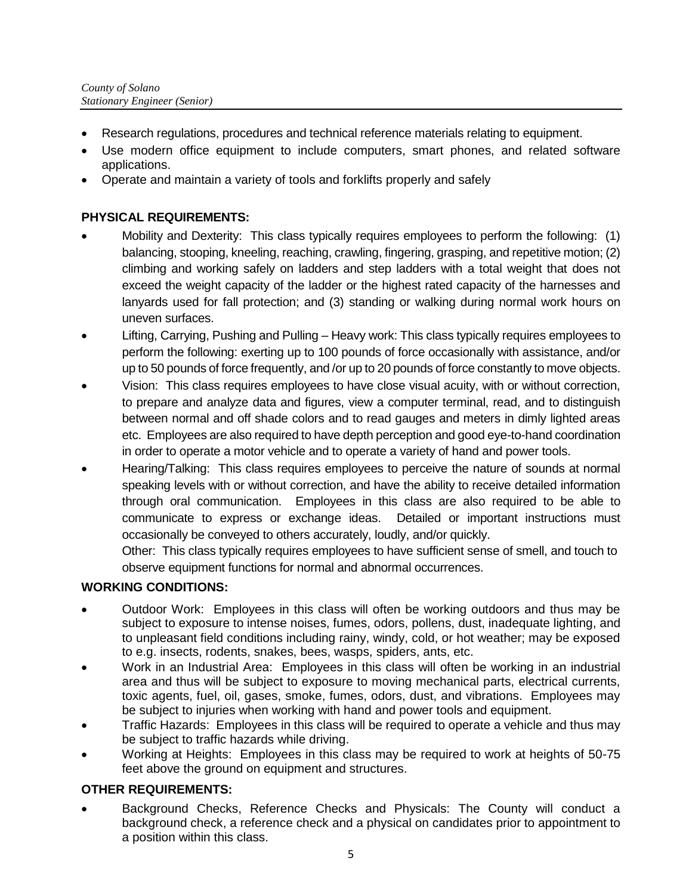- Research regulations, procedures and technical reference materials relating to equipment.
- Use modern office equipment to include computers, smart phones, and related software applications.
- Operate and maintain a variety of tools and forklifts properly and safely

**PHYSICAL REQUIREMENTS:**

- Mobility and Dexterity: This class typically requires employees to perform the following: (1) balancing, stooping, kneeling, reaching, crawling, fingering, grasping, and repetitive motion; (2) climbing and working safely on ladders and step ladders with a total weight that does not exceed the weight capacity of the ladder or the highest rated capacity of the harnesses and lanyards used for fall protection; and (3) standing or walking during normal work hours on uneven surfaces.
- Lifting, Carrying, Pushing and Pulling – Heavy work: This class typically requires employees to perform the following: exerting up to 100 pounds of force occasionally with assistance, and/or up to 50 pounds of force frequently, and /or up to 20 pounds of force constantly to move objects.
- Vision: This class requires employees to have close visual acuity, with or without correction, to prepare and analyze data and figures, view a computer terminal, read, and to distinguish between normal and off shade colors and to read gauges and meters in dimly lighted areas etc. Employees are also required to have depth perception and good eye-to-hand coordination in order to operate a motor vehicle and to operate a variety of hand and power tools.
- Hearing/Talking: This class requires employees to perceive the nature of sounds at normal speaking levels with or without correction, and have the ability to receive detailed information through oral communication. Employees in this class are also required to be able to communicate to express or exchange ideas. Detailed or important instructions must occasionally be conveyed to others accurately, loudly, and/or quickly.

  Other: This class typically requires employees to have sufficient sense of smell, and touch to observe equipment functions for normal and abnormal occurrences.

**WORKING CONDITIONS:**

- Outdoor Work: Employees in this class will often be working outdoors and thus may be subject to exposure to intense noises, fumes, odors, pollens, dust, inadequate lighting, and to unpleasant field conditions including rainy, windy, cold, or hot weather; may be exposed to e.g. insects, rodents, snakes, bees, wasps, spiders, ants, etc.
- Work in an Industrial Area: Employees in this class will often be working in an industrial area and thus will be subject to exposure to moving mechanical parts, electrical currents, toxic agents, fuel, oil, gases, smoke, fumes, odors, dust, and vibrations. Employees may be subject to injuries when working with hand and power tools and equipment.
- Traffic Hazards: Employees in this class will be required to operate a vehicle and thus may be subject to traffic hazards while driving.
- Working at Heights: Employees in this class may be required to work at heights of 50-75 feet above the ground on equipment and structures.

**OTHER REQUIREMENTS:**

- Background Checks, Reference Checks and Physicals: The County will conduct a background check, a reference check and a physical on candidates prior to appointment to a position within this class.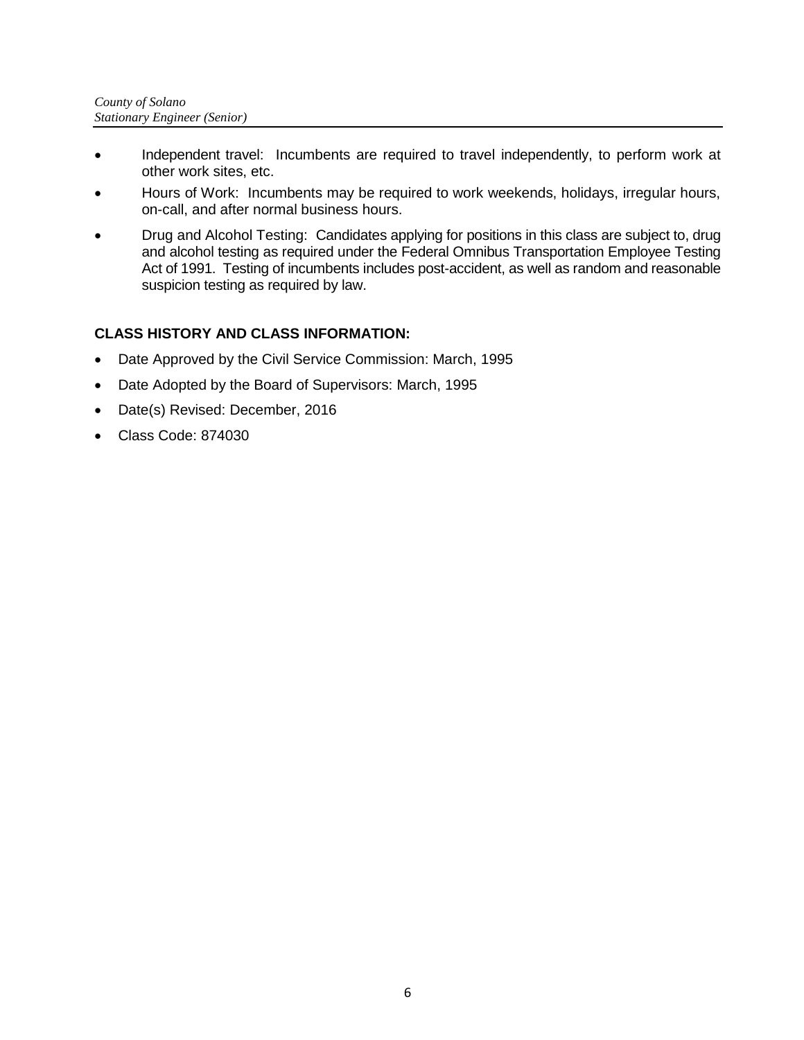- Independent travel: Incumbents are required to travel independently, to perform work at other work sites, etc.
- Hours of Work: Incumbents may be required to work weekends, holidays, irregular hours, on-call, and after normal business hours.
- Drug and Alcohol Testing: Candidates applying for positions in this class are subject to, drug and alcohol testing as required under the Federal Omnibus Transportation Employee Testing Act of 1991. Testing of incumbents includes post-accident, as well as random and reasonable suspicion testing as required by law.

**CLASS HISTORY AND CLASS INFORMATION:**

- Date Approved by the Civil Service Commission: March, 1995
- Date Adopted by the Board of Supervisors: March, 1995
- Date(s) Revised: December, 2016
- Class Code: 874030